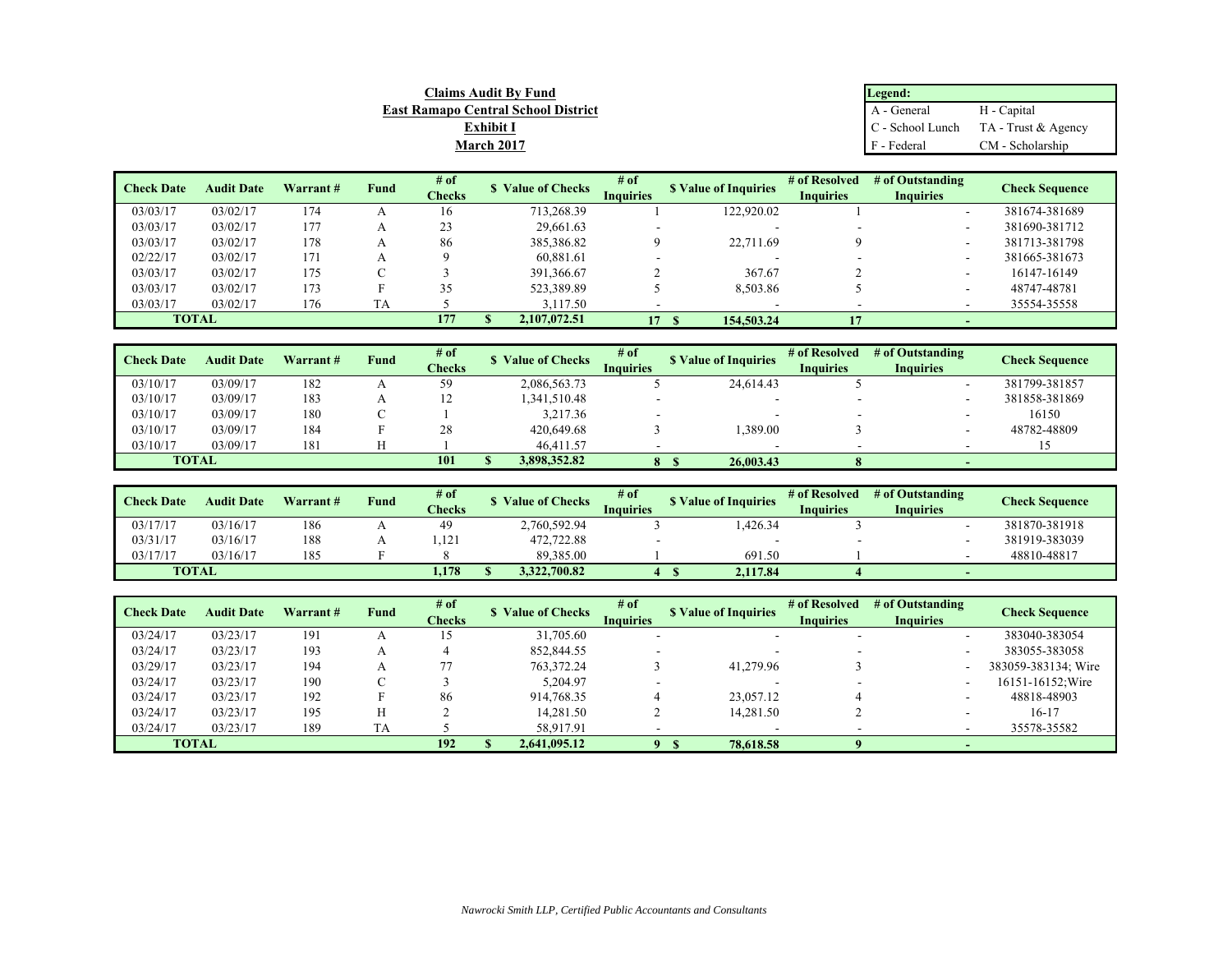**Claims Audit By Fund**

**East Ramapo Central School District**

**Exhibit I**

**March 2017**

| Legend: | |
|---|---|
| A - General | H - Capital |
| C - School Lunch | TA - Trust & Agency |
| F - Federal | CM - Scholarship |

| Check Date | Audit Date | Warrant # | Fund | # of Checks | $ Value of Checks | # of Inquiries | $ Value of Inquiries | # of Resolved Inquiries | # of Outstanding Inquiries | Check Sequence |
|---|---|---|---|---|---|---|---|---|---|---|
| 03/03/17 | 03/02/17 | 174 | A | 16 | 713,268.39 | 1 | 122,920.02 | 1 | - | 381674-381689 |
| 03/03/17 | 03/02/17 | 177 | A | 23 | 29,661.63 | - | - | - | - | 381690-381712 |
| 03/03/17 | 03/02/17 | 178 | A | 86 | 385,386.82 | 9 | 22,711.69 | 9 | - | 381713-381798 |
| 02/22/17 | 03/02/17 | 171 | A | 9 | 60,881.61 | - | - | - | - | 381665-381673 |
| 03/03/17 | 03/02/17 | 175 | C | 3 | 391,366.67 | 2 | 367.67 | 2 | - | 16147-16149 |
| 03/03/17 | 03/02/17 | 173 | F | 35 | 523,389.89 | 5 | 8,503.86 | 5 | - | 48747-48781 |
| 03/03/17 | 03/02/17 | 176 | TA | 5 | 3,117.50 | - | - | - | - | 35554-35558 |
| **TOTAL** | | | | **177** | **$ 2,107,072.51** | **17** | **$ 154,503.24** | **17** | **-** | |

| Check Date | Audit Date | Warrant # | Fund | # of Checks | $ Value of Checks | # of Inquiries | $ Value of Inquiries | # of Resolved Inquiries | # of Outstanding Inquiries | Check Sequence |
|---|---|---|---|---|---|---|---|---|---|---|
| 03/10/17 | 03/09/17 | 182 | A | 59 | 2,086,563.73 | 5 | 24,614.43 | 5 | - | 381799-381857 |
| 03/10/17 | 03/09/17 | 183 | A | 12 | 1,341,510.48 | - | - | - | - | 381858-381869 |
| 03/10/17 | 03/09/17 | 180 | C | 1 | 3,217.36 | - | - | - | - | 16150 |
| 03/10/17 | 03/09/17 | 184 | F | 28 | 420,649.68 | 3 | 1,389.00 | 3 | - | 48782-48809 |
| 03/10/17 | 03/09/17 | 181 | H | 1 | 46,411.57 | - | - | - | - | 15 |
| **TOTAL** | | | | **101** | **$ 3,898,352.82** | **8** | **$ 26,003.43** | **8** | **-** | |

| Check Date | Audit Date | Warrant # | Fund | # of Checks | $ Value of Checks | # of Inquiries | $ Value of Inquiries | # of Resolved Inquiries | # of Outstanding Inquiries | Check Sequence |
|---|---|---|---|---|---|---|---|---|---|---|
| 03/17/17 | 03/16/17 | 186 | A | 49 | 2,760,592.94 | 3 | 1,426.34 | 3 | - | 381870-381918 |
| 03/31/17 | 03/16/17 | 188 | A | 1,121 | 472,722.88 | - | - | - | - | 381919-383039 |
| 03/17/17 | 03/16/17 | 185 | F | 8 | 89,385.00 | 1 | 691.50 | 1 | - | 48810-48817 |
| **TOTAL** | | | | **1,178** | **$ 3,322,700.82** | **4** | **$ 2,117.84** | **4** | **-** | |

| Check Date | Audit Date | Warrant # | Fund | # of Checks | $ Value of Checks | # of Inquiries | $ Value of Inquiries | # of Resolved Inquiries | # of Outstanding Inquiries | Check Sequence |
|---|---|---|---|---|---|---|---|---|---|---|
| 03/24/17 | 03/23/17 | 191 | A | 15 | 31,705.60 | - | - | - | - | 383040-383054 |
| 03/24/17 | 03/23/17 | 193 | A | 4 | 852,844.55 | - | - | - | - | 383055-383058 |
| 03/29/17 | 03/23/17 | 194 | A | 77 | 763,372.24 | 3 | 41,279.96 | 3 | - | 383059-383134; Wire |
| 03/24/17 | 03/23/17 | 190 | C | 3 | 5,204.97 | - | - | - | - | 16151-16152;Wire |
| 03/24/17 | 03/23/17 | 192 | F | 86 | 914,768.35 | 4 | 23,057.12 | 4 | - | 48818-48903 |
| 03/24/17 | 03/23/17 | 195 | H | 2 | 14,281.50 | 2 | 14,281.50 | 2 | - | 16-17 |
| 03/24/17 | 03/23/17 | 189 | TA | 5 | 58,917.91 | - | - | - | - | 35578-35582 |
| **TOTAL** | | | | **192** | **$ 2,641,095.12** | **9** | **$ 78,618.58** | **9** | **-** | |

*Nawrocki Smith LLP, Certified Public Accountants and Consultants*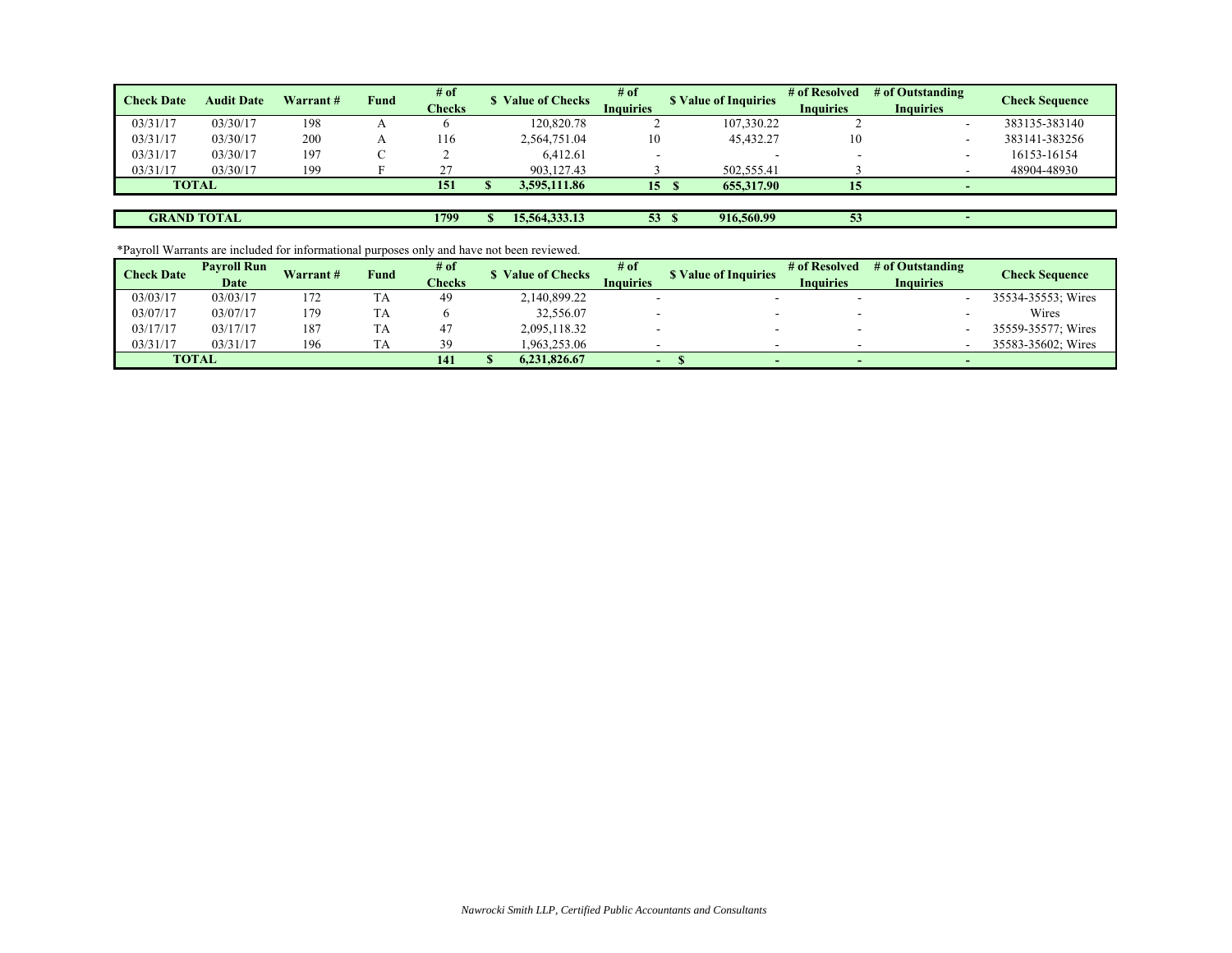| Check Date | Audit Date | Warrant # | Fund | # of Checks | $ Value of Checks | # of Inquiries | $ Value of Inquiries | # of Resolved Inquiries | # of Outstanding Inquiries | Check Sequence |
|---|---|---|---|---|---|---|---|---|---|---|
| 03/31/17 | 03/30/17 | 198 | A | 6 | 120,820.78 | 2 | 107,330.22 | 2 | - | 383135-383140 |
| 03/31/17 | 03/30/17 | 200 | A | 116 | 2,564,751.04 | 10 | 45,432.27 | 10 | - | 383141-383256 |
| 03/31/17 | 03/30/17 | 197 | C | 2 | 6,412.61 | - | - | - | - | 16153-16154 |
| 03/31/17 | 03/30/17 | 199 | F | 27 | 903,127.43 | 3 | 502,555.41 | 3 | - | 48904-48930 |
| **TOTAL** | | | | **151** | **$ 3,595,111.86** | **15** | **$ 655,317.90** | **15** | **-** | |
| | | | | | | | | | | |
| **GRAND TOTAL** | | | | **1799** | **$ 15,564,333.13** | **53** | **$ 916,560.99** | **53** | **-** | |

*Payroll Warrants are included for informational purposes only and have not been reviewed.

| Check Date | Payroll Run Date | Warrant # | Fund | # of Checks | $ Value of Checks | # of Inquiries | $ Value of Inquiries | # of Resolved Inquiries | # of Outstanding Inquiries | Check Sequence |
|---|---|---|---|---|---|---|---|---|---|---|
| 03/03/17 | 03/03/17 | 172 | TA | 49 | 2,140,899.22 | - | - | - | - | 35534-35553; Wires |
| 03/07/17 | 03/07/17 | 179 | TA | 6 | 32,556.07 | - | - | - | - | Wires |
| 03/17/17 | 03/17/17 | 187 | TA | 47 | 2,095,118.32 | - | - | - | - | 35559-35577; Wires |
| 03/31/17 | 03/31/17 | 196 | TA | 39 | 1,963,253.06 | - | - | - | - | 35583-35602; Wires |
| **TOTAL** | | | | **141** | **$ 6,231,826.67** | **-** | **$ -** | **-** | **-** | |

*Nawrocki Smith LLP, Certified Public Accountants and Consultants*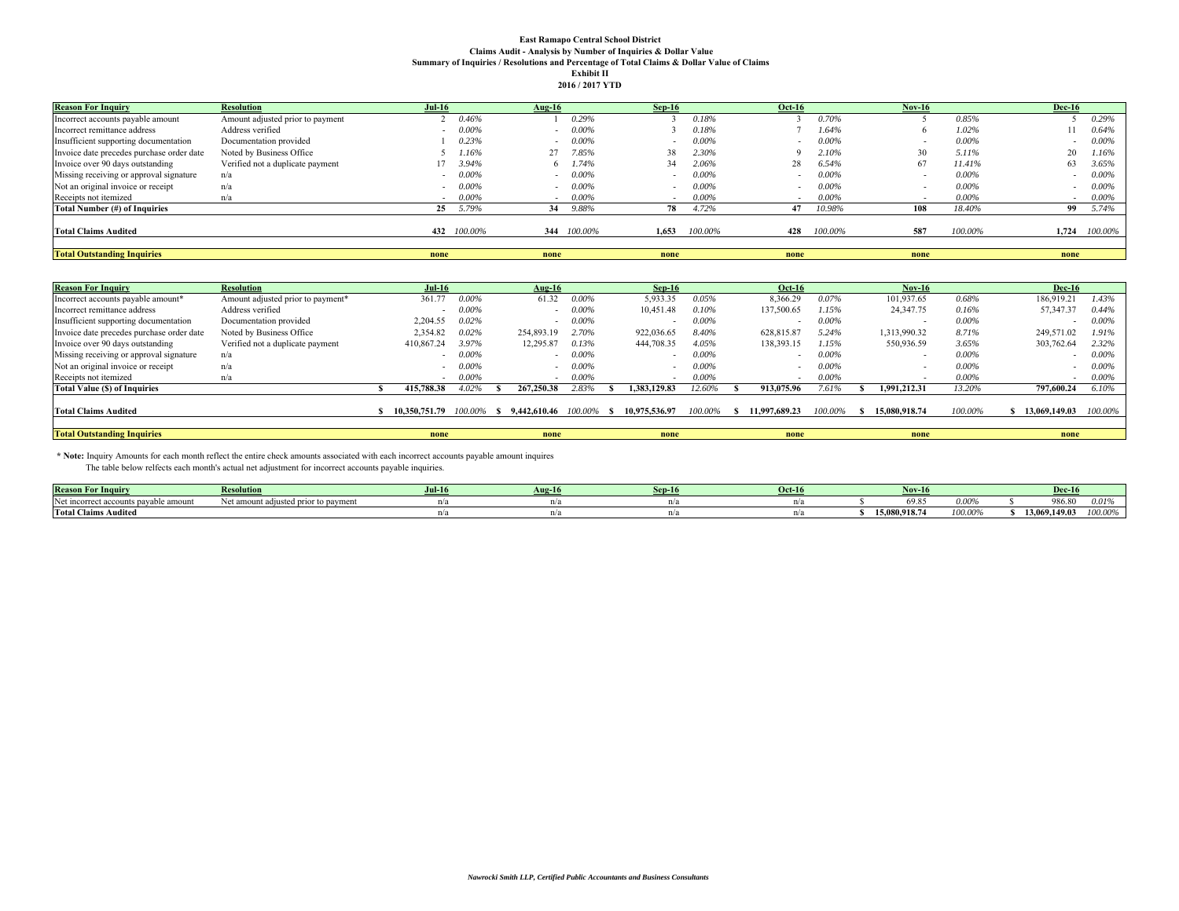**East Ramapo Central School District**
**Claims Audit - Analysis by Number of Inquiries & Dollar Value**
**Summary of Inquiries / Resolutions and Percentage of Total Claims & Dollar Value of Claims**
**Exhibit II**
**2016 / 2017 YTD**

| Reason For Inquiry | Resolution | Jul-16 | | Aug-16 | | Sep-16 | | Oct-16 | | Nov-16 | | Dec-16 | |
|---|---|---|---|---|---|---|---|---|---|---|---|---|---|
| Incorrect accounts payable amount | Amount adjusted prior to payment | 2 | 0.46% | 1 | 0.29% | 3 | 0.18% | 3 | 0.70% | 5 | 0.85% | 5 | 0.29% |
| Incorrect remittance address | Address verified | - | 0.00% | - | 0.00% | 3 | 0.18% | 7 | 1.64% | 6 | 1.02% | 11 | 0.64% |
| Insufficient supporting documentation | Documentation provided | 1 | 0.23% | - | 0.00% | - | 0.00% | - | 0.00% | - | 0.00% | - | 0.00% |
| Invoice date precedes purchase order date | Noted by Business Office | 5 | 1.16% | 27 | 7.85% | 38 | 2.30% | 9 | 2.10% | 30 | 5.11% | 20 | 1.16% |
| Invoice over 90 days outstanding | Verified not a duplicate payment | 17 | 3.94% | 6 | 1.74% | 34 | 2.06% | 28 | 6.54% | 67 | 11.41% | 63 | 3.65% |
| Missing receiving or approval signature | n/a | - | 0.00% | - | 0.00% | - | 0.00% | - | 0.00% | - | 0.00% | - | 0.00% |
| Not an original invoice or receipt | n/a | - | 0.00% | - | 0.00% | - | 0.00% | - | 0.00% | - | 0.00% | - | 0.00% |
| Receipts not itemized | n/a | - | 0.00% | - | 0.00% | - | 0.00% | - | 0.00% | - | 0.00% | - | 0.00% |
| **Total Number (#) of Inquiries** | | **25** | 5.79% | **34** | 9.88% | **78** | 4.72% | **47** | 10.98% | **108** | 18.40% | **99** | 5.74% |
| **Total Claims Audited** | | **432** | 100.00% | **344** | 100.00% | **1,653** | 100.00% | **428** | 100.00% | **587** | 100.00% | **1,724** | 100.00% |
| **Total Outstanding Inquiries** | | **none** | | **none** | | **none** | | **none** | | **none** | | **none** | |

| Reason For Inquiry | Resolution | Jul-16 | | Aug-16 | | Sep-16 | | Oct-16 | | Nov-16 | | Dec-16 | |
|---|---|---|---|---|---|---|---|---|---|---|---|---|---|
| Incorrect accounts payable amount* | Amount adjusted prior to payment* | 361.77 | 0.00% | 61.32 | 0.00% | 5,933.35 | 0.05% | 8,366.29 | 0.07% | 101,937.65 | 0.68% | 186,919.21 | 1.43% |
| Incorrect remittance address | Address verified | - | 0.00% | - | 0.00% | 10,451.48 | 0.10% | 137,500.65 | 1.15% | 24,347.75 | 0.16% | 57,347.37 | 0.44% |
| Insufficient supporting documentation | Documentation provided | 2,204.55 | 0.02% | - | 0.00% | - | 0.00% | - | 0.00% | - | 0.00% | - | 0.00% |
| Invoice date precedes purchase order date | Noted by Business Office | 2,354.82 | 0.02% | 254,893.19 | 2.70% | 922,036.65 | 8.40% | 628,815.87 | 5.24% | 1,313,990.32 | 8.71% | 249,571.02 | 1.91% |
| Invoice over 90 days outstanding | Verified not a duplicate payment | 410,867.24 | 3.97% | 12,295.87 | 0.13% | 444,708.35 | 4.05% | 138,393.15 | 1.15% | 550,936.59 | 3.65% | 303,762.64 | 2.32% |
| Missing receiving or approval signature | n/a | - | 0.00% | - | 0.00% | - | 0.00% | - | 0.00% | - | 0.00% | - | 0.00% |
| Not an original invoice or receipt | n/a | - | 0.00% | - | 0.00% | - | 0.00% | - | 0.00% | - | 0.00% | - | 0.00% |
| Receipts not itemized | n/a | - | 0.00% | - | 0.00% | - | 0.00% | - | 0.00% | - | 0.00% | - | 0.00% |
| **Total Value ($) of Inquiries** | | **$ 415,788.38** | 4.02% | **$ 267,250.38** | 2.83% | **$ 1,383,129.83** | 12.60% | **$ 913,075.96** | 7.61% | **$ 1,991,212.31** | 13.20% | **797,600.24** | 6.10% |
| **Total Claims Audited** | | **$ 10,350,751.79** | 100.00% | **$ 9,442,610.46** | 100.00% | **$ 10,975,536.97** | 100.00% | **$ 11,997,689.23** | 100.00% | **$ 15,080,918.74** | 100.00% | **$ 13,069,149.03** | 100.00% |
| **Total Outstanding Inquiries** | | **none** | | **none** | | **none** | | **none** | | **none** | | **none** | |

\* **Note:** Inquiry Amounts for each month reflect the entire check amounts associated with each incorrect accounts payable amount inquires
The table below relfects each month's actual net adjustment for incorrect accounts payable inquiries.

| Reason For Inquiry | Resolution | Jul-16 | Aug-16 | Sep-16 | Oct-16 | Nov-16 | | Dec-16 | |
|---|---|---|---|---|---|---|---|---|---|
| Net incorrect accounts payable amount | Net amount adjusted prior to payment | n/a | n/a | n/a | n/a | $ 69.85 | 0.00% | $ 986.80 | 0.01% |
| **Total Claims Audited** | | n/a | n/a | n/a | n/a | **$ 15,080,918.74** | 100.00% | **$ 13,069,149.03** | 100.00% |

*Nawrocki Smith LLP, Certified Public Accountants and Business Consultants*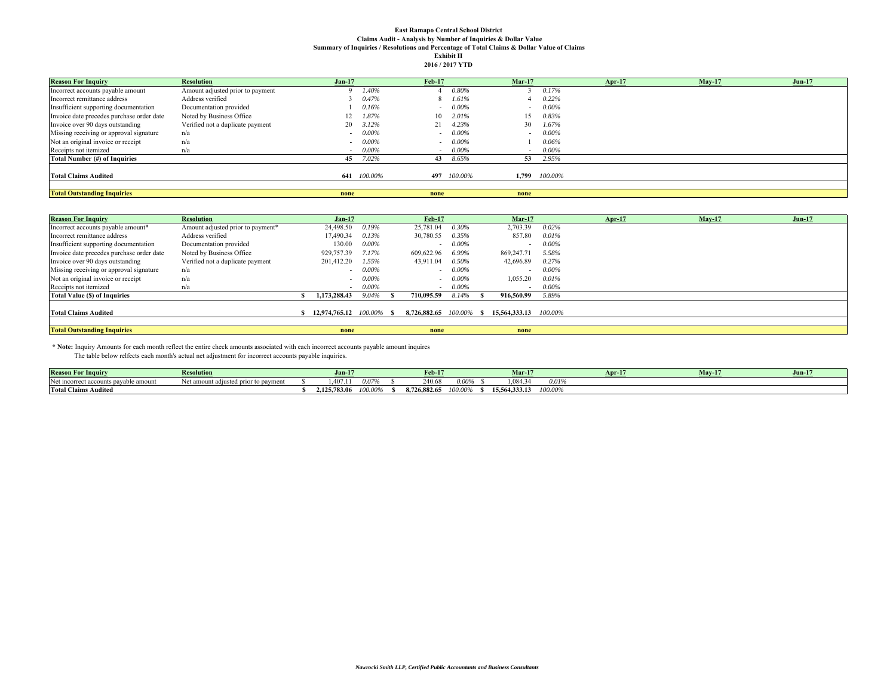**East Ramapo Central School District**
**Claims Audit - Analysis by Number of Inquiries & Dollar Value**
**Summary of Inquiries / Resolutions and Percentage of Total Claims & Dollar Value of Claims**
**Exhibit II**
**2016 / 2017 YTD**

| Reason For Inquiry | Resolution | Jan-17 | | Feb-17 | | Mar-17 | | Apr-17 | May-17 | Jun-17 |
|---|---|---|---|---|---|---|---|---|---|---|
| Incorrect accounts payable amount | Amount adjusted prior to payment | 9 | 1.40% | 4 | 0.80% | 3 | 0.17% | | | |
| Incorrect remittance address | Address verified | 3 | 0.47% | 8 | 1.61% | 4 | 0.22% | | | |
| Insufficient supporting documentation | Documentation provided | 1 | 0.16% | - | 0.00% | - | 0.00% | | | |
| Invoice date precedes purchase order date | Noted by Business Office | 12 | 1.87% | 10 | 2.01% | 15 | 0.83% | | | |
| Invoice over 90 days outstanding | Verified not a duplicate payment | 20 | 3.12% | 21 | 4.23% | 30 | 1.67% | | | |
| Missing receiving or approval signature | n/a | - | 0.00% | - | 0.00% | - | 0.00% | | | |
| Not an original invoice or receipt | n/a | - | 0.00% | - | 0.00% | 1 | 0.06% | | | |
| Receipts not itemized | n/a | - | 0.00% | - | 0.00% | - | 0.00% | | | |
| **Total Number (#) of Inquiries** | | **45** | 7.02% | **43** | 8.65% | **53** | 2.95% | | | |
| **Total Claims Audited** | | **641** | 100.00% | **497** | 100.00% | **1,799** | 100.00% | | | |
| **Total Outstanding Inquiries** | | **none** | | **none** | | **none** | | | | |

| Reason For Inquiry | Resolution | Jan-17 | | Feb-17 | | Mar-17 | | Apr-17 | May-17 | Jun-17 |
|---|---|---|---|---|---|---|---|---|---|---|
| Incorrect accounts payable amount* | Amount adjusted prior to payment* | 24,498.50 | 0.19% | 25,781.04 | 0.30% | 2,703.39 | 0.02% | | | |
| Incorrect remittance address | Address verified | 17,490.34 | 0.13% | 30,780.55 | 0.35% | 857.80 | 0.01% | | | |
| Insufficient supporting documentation | Documentation provided | 130.00 | 0.00% | - | 0.00% | - | 0.00% | | | |
| Invoice date precedes purchase order date | Noted by Business Office | 929,757.39 | 7.17% | 609,622.96 | 6.99% | 869,247.71 | 5.58% | | | |
| Invoice over 90 days outstanding | Verified not a duplicate payment | 201,412.20 | 1.55% | 43,911.04 | 0.50% | 42,696.89 | 0.27% | | | |
| Missing receiving or approval signature | n/a | - | 0.00% | - | 0.00% | - | 0.00% | | | |
| Not an original invoice or receipt | n/a | - | 0.00% | - | 0.00% | 1,055.20 | 0.01% | | | |
| Receipts not itemized | n/a | - | 0.00% | - | 0.00% | - | 0.00% | | | |
| **Total Value ($) of Inquiries** | | **$ 1,173,288.43** | 9.04% | **$ 710,095.59** | 8.14% | **$ 916,560.99** | 5.89% | | | |
| **Total Claims Audited** | | **$ 12,974,765.12** | 100.00% | **$ 8,726,882.65** | 100.00% | **$ 15,564,333.13** | 100.00% | | | |
| **Total Outstanding Inquiries** | | **none** | | **none** | | **none** | | | | |

\* **Note:** Inquiry Amounts for each month reflect the entire check amounts associated with each incorrect accounts payable amount inquires
The table below relfects each month's actual net adjustment for incorrect accounts payable inquiries.

| Reason For Inquiry | Resolution | Jan-17 | | Feb-17 | | Mar-17 | | Apr-17 | May-17 | Jun-17 |
|---|---|---|---|---|---|---|---|---|---|---|
| Net incorrect accounts payable amount | Net amount adjusted prior to payment | $ 1,407.11 | 0.07% | $ 240.68 | 0.00% | $ 1,084.34 | 0.01% | | | |
| **Total Claims Audited** | | **$ 2,125,783.06** | 100.00% | **$ 8,726,882.65** | 100.00% | **$ 15,564,333.13** | 100.00% | | | |

*Nawrocki Smith LLP, Certified Public Accountants and Business Consultants*